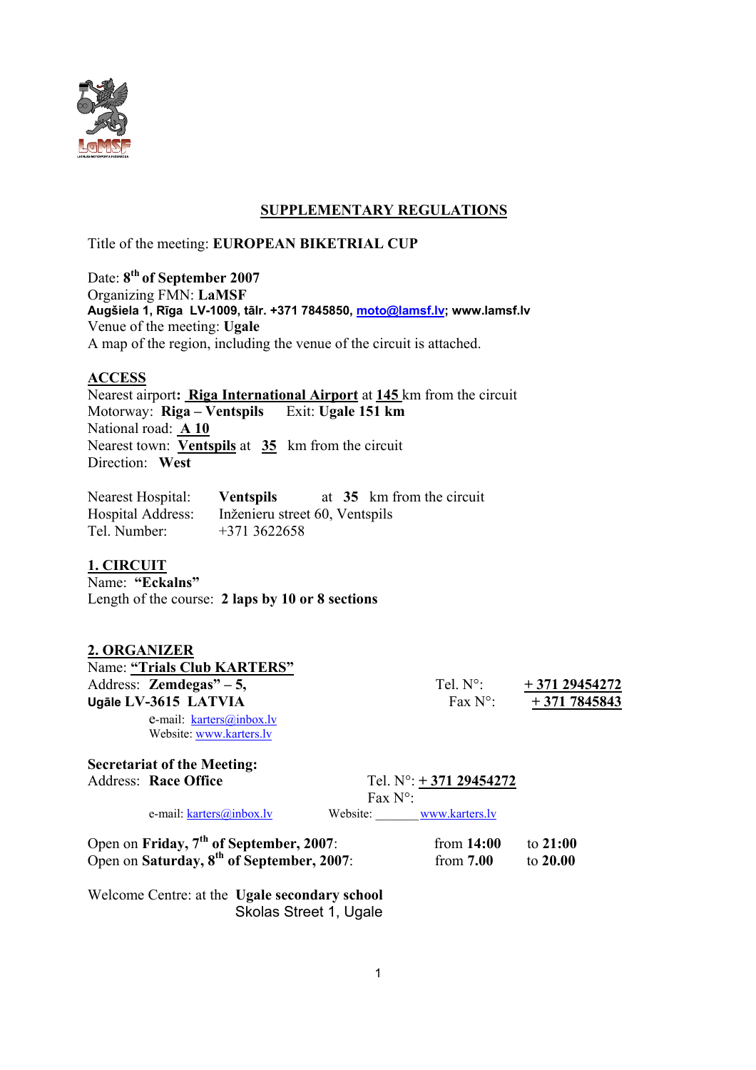## SUPPLEMENTARY REGULATIONS

Title of the meeting: **EUROPEAN BIKETRIAL CUP**

Date: **8th of September 2007**
Organizing FMN: **LaMSF**
**Augšiela 1, Rīga LV-1009, tālr. +371 7845850, moto@lamsf.lv; www.lamsf.lv**
Venue of the meeting: **Ugale**
A map of the region, including the venue of the circuit is attached.

### ACCESS

Nearest airport: **Riga International Airport** at **145** km from the circuit
Motorway: **Riga – Ventspils** Exit: **Ugale 151 km**
National road: **A 10**
Nearest town: **Ventspils** at **35** km from the circuit
Direction: **West**

Nearest Hospital: **Ventspils** at **35** km from the circuit
Hospital Address: Inženieru street 60, Ventspils
Tel. Number: +371 3622658

### 1. CIRCUIT

Name: **"Eckalns"**
Length of the course: **2 laps by 10 or 8 sections**

### 2. ORGANIZER

Name: **"Trials Club KARTERS"**
Address: **Zemdegas" – 5,**
**Ugāle LV-3615 LATVIA**
e-mail: karters@inbox.lv
Website: www.karters.lv

Tel. N°: **+ 371 29454272**
Fax N°: **+ 371 7845843**

**Secretariat of the Meeting:**
Address: **Race Office**
Tel. N°: **+ 371 29454272**
Fax N°:
e-mail: karters@inbox.lv
Website: www.karters.lv

Open on **Friday, 7th of September, 2007**: from **14:00** to **21:00**
Open on **Saturday, 8th of September, 2007**: from **7.00** to **20.00**

Welcome Centre: at the **Ugale secondary school**
Skolas Street 1, Ugale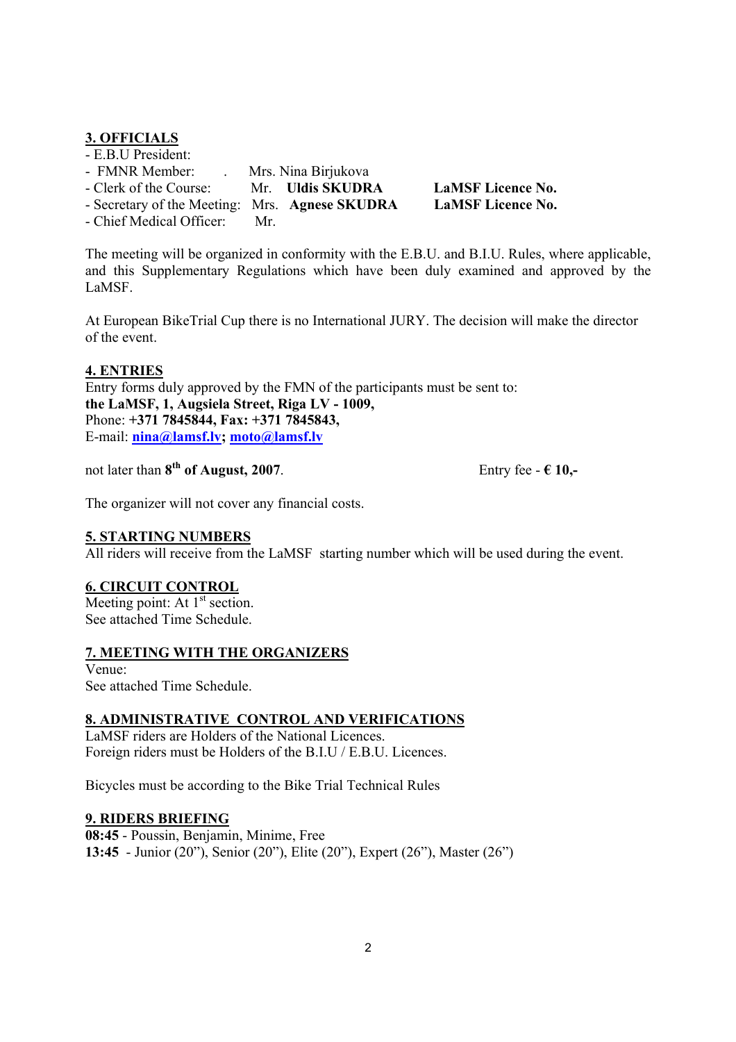## 3. OFFICIALS

- E.B.U President:
- FMNR Member: . Mrs. Nina Birjukova
- Clerk of the Course: Mr. **Uldis SKUDRA** **LaMSF Licence No.**
- Secretary of the Meeting: Mrs. **Agnese SKUDRA** **LaMSF Licence No.**
- Chief Medical Officer: Mr.

The meeting will be organized in conformity with the E.B.U. and B.I.U. Rules, where applicable, and this Supplementary Regulations which have been duly examined and approved by the LaMSF.

At European BikeTrial Cup there is no International JURY. The decision will make the director of the event.

## 4. ENTRIES

Entry forms duly approved by the FMN of the participants must be sent to:
**the LaMSF, 1, Augsiela Street, Riga LV - 1009,**
Phone: **+371 7845844, Fax: +371 7845843,**
E-mail: **nina@lamsf.lv; moto@lamsf.lv**

not later than **8th of August, 2007**. Entry fee - **€ 10,-**

The organizer will not cover any financial costs.

## 5. STARTING NUMBERS

All riders will receive from the LaMSF starting number which will be used during the event.

## 6. CIRCUIT CONTROL

Meeting point: At 1st section.
See attached Time Schedule.

## 7. MEETING WITH THE ORGANIZERS

Venue:
See attached Time Schedule.

## 8. ADMINISTRATIVE CONTROL AND VERIFICATIONS

LaMSF riders are Holders of the National Licences.
Foreign riders must be Holders of the B.I.U / E.B.U. Licences.

Bicycles must be according to the Bike Trial Technical Rules

## 9. RIDERS BRIEFING

**08:45** - Poussin, Benjamin, Minime, Free
**13:45** - Junior (20"), Senior (20"), Elite (20"), Expert (26"), Master (26")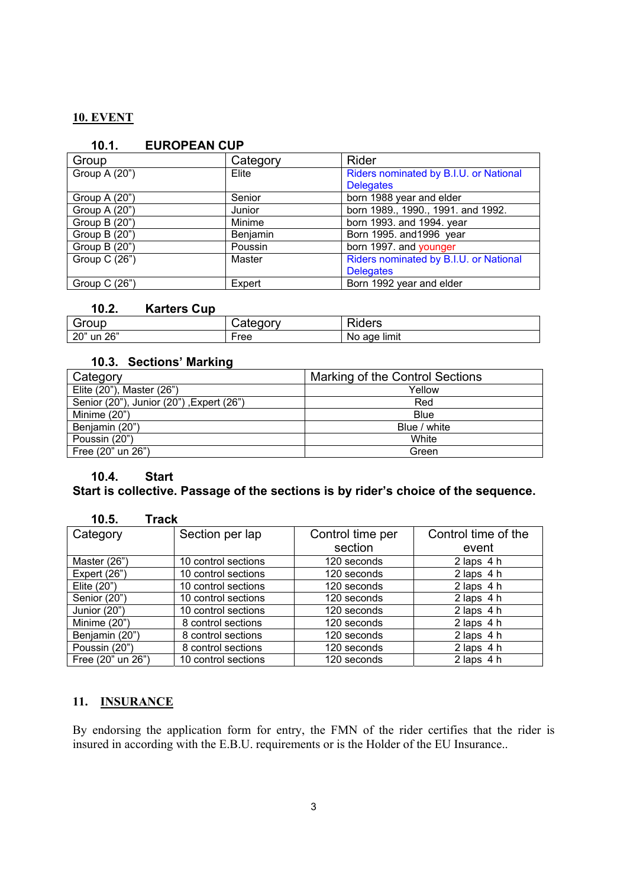## 10. EVENT

### 10.1. EUROPEAN CUP

| Group | Category | Rider |
|---|---|---|
| Group A (20") | Elite | Riders nominated by B.I.U. or National Delegates |
| Group A (20") | Senior | born 1988 year and elder |
| Group A (20") | Junior | born 1989., 1990., 1991. and 1992. |
| Group B (20") | Minime | born 1993. and 1994. year |
| Group B (20") | Benjamin | Born 1995. and1996 year |
| Group B (20") | Poussin | born 1997. and younger |
| Group C (26") | Master | Riders nominated by B.I.U. or National Delegates |
| Group C (26") | Expert | Born 1992 year and elder |

### 10.2. Karters Cup

| Group | Category | Riders |
|---|---|---|
| 20" un 26" | Free | No age limit |

### 10.3. Sections' Marking

| Category | Marking of the Control Sections |
|---|---|
| Elite (20"), Master (26") | Yellow |
| Senior (20"), Junior (20") ,Expert (26") | Red |
| Minime (20") | Blue |
| Benjamin (20") | Blue / white |
| Poussin (20") | White |
| Free (20" un 26") | Green |

### 10.4. Start

**Start is collective. Passage of the sections is by rider's choice of the sequence.**

### 10.5. Track

| Category | Section per lap | Control time per section | Control time of the event |
|---|---|---|---|
| Master (26") | 10 control sections | 120 seconds | 2 laps 4 h |
| Expert (26") | 10 control sections | 120 seconds | 2 laps 4 h |
| Elite (20") | 10 control sections | 120 seconds | 2 laps 4 h |
| Senior (20") | 10 control sections | 120 seconds | 2 laps 4 h |
| Junior (20") | 10 control sections | 120 seconds | 2 laps 4 h |
| Minime (20") | 8 control sections | 120 seconds | 2 laps 4 h |
| Benjamin (20") | 8 control sections | 120 seconds | 2 laps 4 h |
| Poussin (20") | 8 control sections | 120 seconds | 2 laps 4 h |
| Free (20" un 26") | 10 control sections | 120 seconds | 2 laps 4 h |

## 11. INSURANCE

By endorsing the application form for entry, the FMN of the rider certifies that the rider is insured in according with the E.B.U. requirements or is the Holder of the EU Insurance..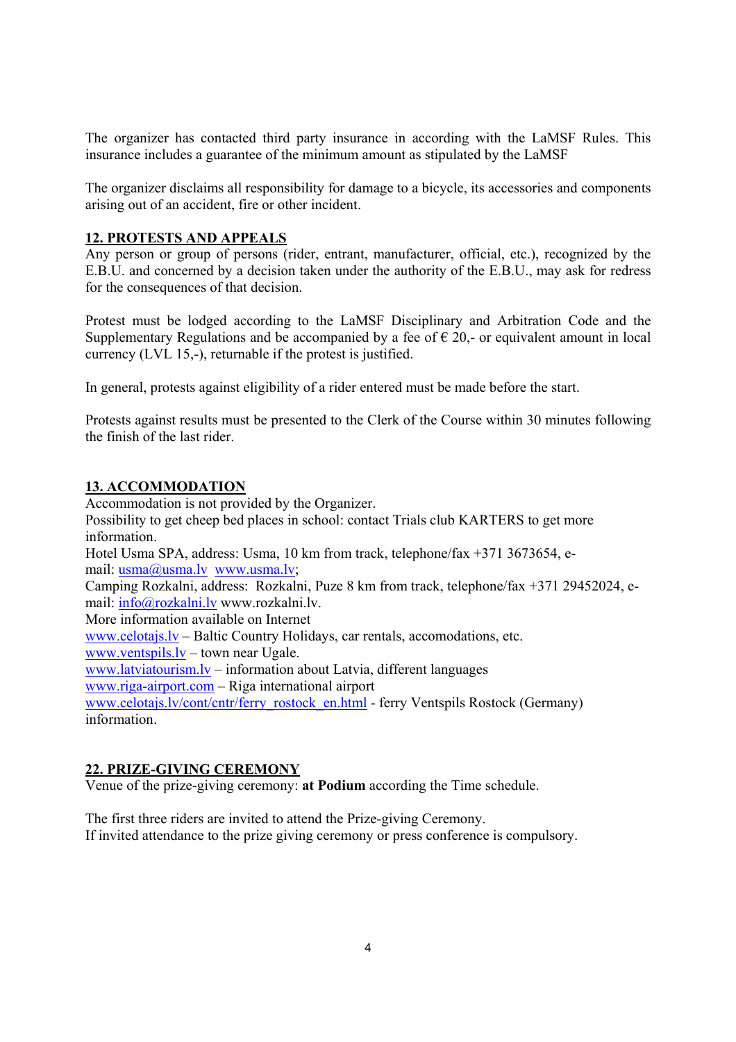The organizer has contacted third party insurance in according with the LaMSF Rules. This insurance includes a guarantee of the minimum amount as stipulated by the LaMSF

The organizer disclaims all responsibility for damage to a bicycle, its accessories and components arising out of an accident, fire or other incident.

## 12. PROTESTS AND APPEALS

Any person or group of persons (rider, entrant, manufacturer, official, etc.), recognized by the E.B.U. and concerned by a decision taken under the authority of the E.B.U., may ask for redress for the consequences of that decision.

Protest must be lodged according to the LaMSF Disciplinary and Arbitration Code and the Supplementary Regulations and be accompanied by a fee of € 20,- or equivalent amount in local currency (LVL 15,-), returnable if the protest is justified.

In general, protests against eligibility of a rider entered must be made before the start.

Protests against results must be presented to the Clerk of the Course within 30 minutes following the finish of the last rider.

## 13. ACCOMMODATION

Accommodation is not provided by the Organizer.
Possibility to get cheep bed places in school: contact Trials club KARTERS to get more information.
Hotel Usma SPA, address: Usma, 10 km from track, telephone/fax +371 3673654, e-mail: usma@usma.lv www.usma.lv;
Camping Rozkalni, address: Rozkalni, Puze 8 km from track, telephone/fax +371 29452024, e-mail: info@rozkalni.lv www.rozkalni.lv.
More information available on Internet
www.celotajs.lv – Baltic Country Holidays, car rentals, accomodations, etc.
www.ventspils.lv – town near Ugale.
www.latviatourism.lv – information about Latvia, different languages
www.riga-airport.com – Riga international airport
www.celotajs.lv/cont/cntr/ferry_rostock_en.html - ferry Ventspils Rostock (Germany) information.

## 22. PRIZE-GIVING CEREMONY

Venue of the prize-giving ceremony: **at Podium** according the Time schedule.

The first three riders are invited to attend the Prize-giving Ceremony.
If invited attendance to the prize giving ceremony or press conference is compulsory.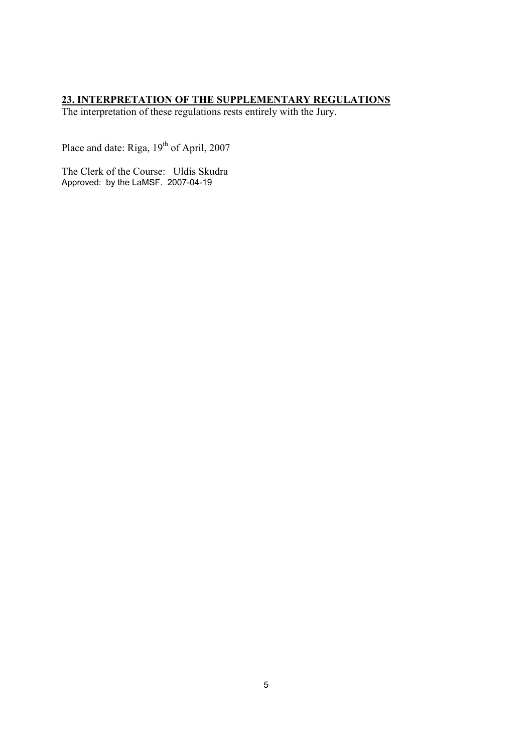## 23. INTERPRETATION OF THE SUPPLEMENTARY REGULATIONS

The interpretation of these regulations rests entirely with the Jury.

Place and date: Riga, 19th of April, 2007

The Clerk of the Course: Uldis Skudra
Approved: by the LaMSF. 2007-04-19